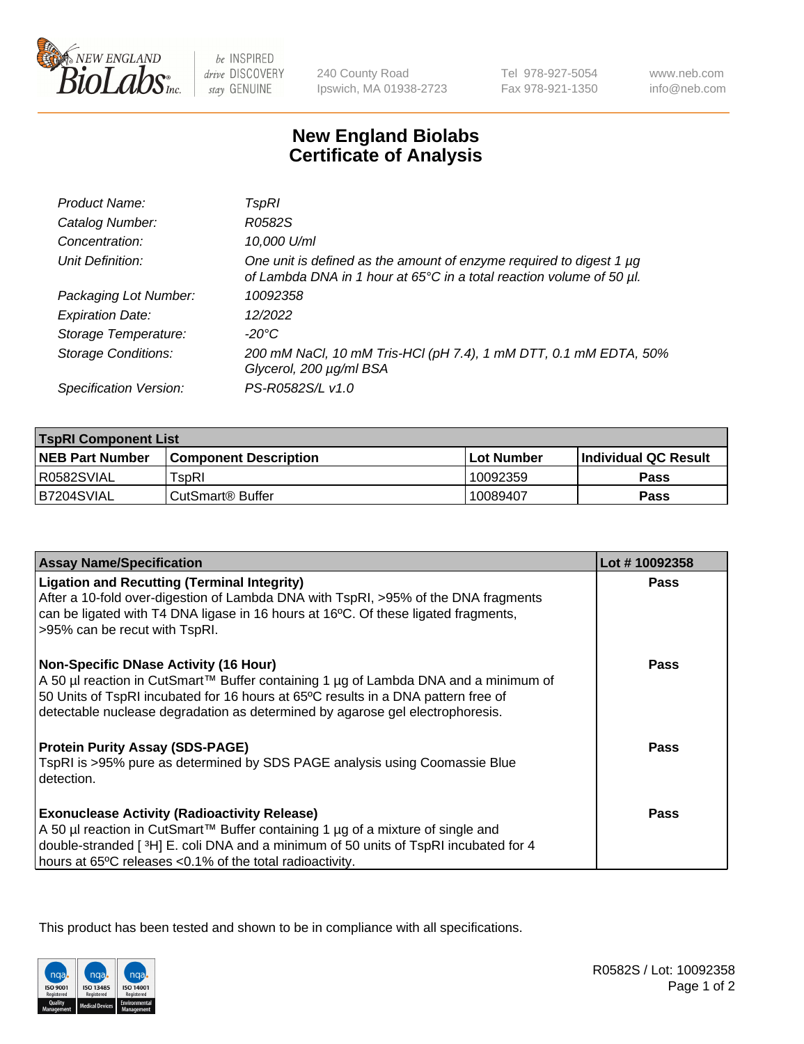# New England Biolabs
## Certificate of Analysis

| | |
|---|---|
| *Product Name:* | *TspRI* |
| *Catalog Number:* | *R0582S* |
| *Concentration:* | *10,000 U/ml* |
| *Unit Definition:* | *One unit is defined as the amount of enzyme required to digest 1 µg of Lambda DNA in 1 hour at 65°C in a total reaction volume of 50 µl.* |
| *Packaging Lot Number:* | *10092358* |
| *Expiration Date:* | *12/2022* |
| *Storage Temperature:* | *-20°C* |
| *Storage Conditions:* | *200 mM NaCl, 10 mM Tris-HCl (pH 7.4), 1 mM DTT, 0.1 mM EDTA, 50% Glycerol, 200 µg/ml BSA* |
| *Specification Version:* | *PS-R0582S/L v1.0* |

| **TspRI Component List** | | | |
|---|---|---|---|
| **NEB Part Number** | **Component Description** | **Lot Number** | **Individual QC Result** |
| R0582SVIAL | TspRI | 10092359 | **Pass** |
| B7204SVIAL | CutSmart® Buffer | 10089407 | **Pass** |

| **Assay Name/Specification** | **Lot # 10092358** |
|---|---|
| **Ligation and Recutting (Terminal Integrity)** After a 10-fold over-digestion of Lambda DNA with TspRI, >95% of the DNA fragments can be ligated with T4 DNA ligase in 16 hours at 16ºC. Of these ligated fragments, >95% can be recut with TspRI. | **Pass** |
| **Non-Specific DNase Activity (16 Hour)** A 50 µl reaction in CutSmart™ Buffer containing 1 µg of Lambda DNA and a minimum of 50 Units of TspRI incubated for 16 hours at 65ºC results in a DNA pattern free of detectable nuclease degradation as determined by agarose gel electrophoresis. | **Pass** |
| **Protein Purity Assay (SDS-PAGE)** TspRI is >95% pure as determined by SDS PAGE analysis using Coomassie Blue detection. | **Pass** |
| **Exonuclease Activity (Radioactivity Release)** A 50 µl reaction in CutSmart™ Buffer containing 1 µg of a mixture of single and double-stranded [ $^3$H] E. coli DNA and a minimum of 50 units of TspRI incubated for 4 hours at 65ºC releases <0.1% of the total radioactivity. | **Pass** |

This product has been tested and shown to be in compliance with all specifications.

R0582S / Lot: 10092358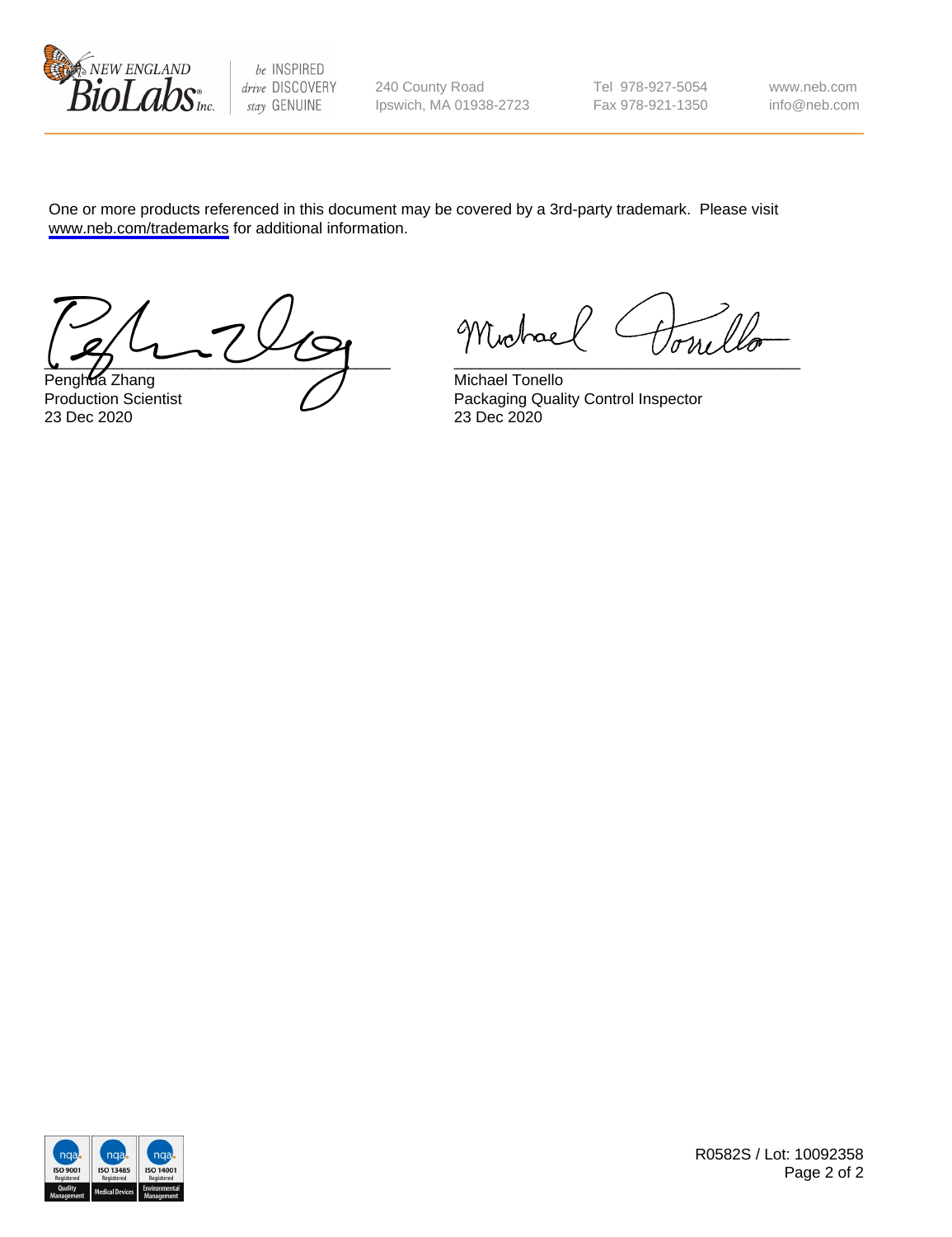One or more products referenced in this document may be covered by a 3rd-party trademark. Please visit www.neb.com/trademarks for additional information.

Penghua Zhang
Production Scientist
23 Dec 2020

Michael Tonello
Packaging Quality Control Inspector
23 Dec 2020

R0582S / Lot: 10092358